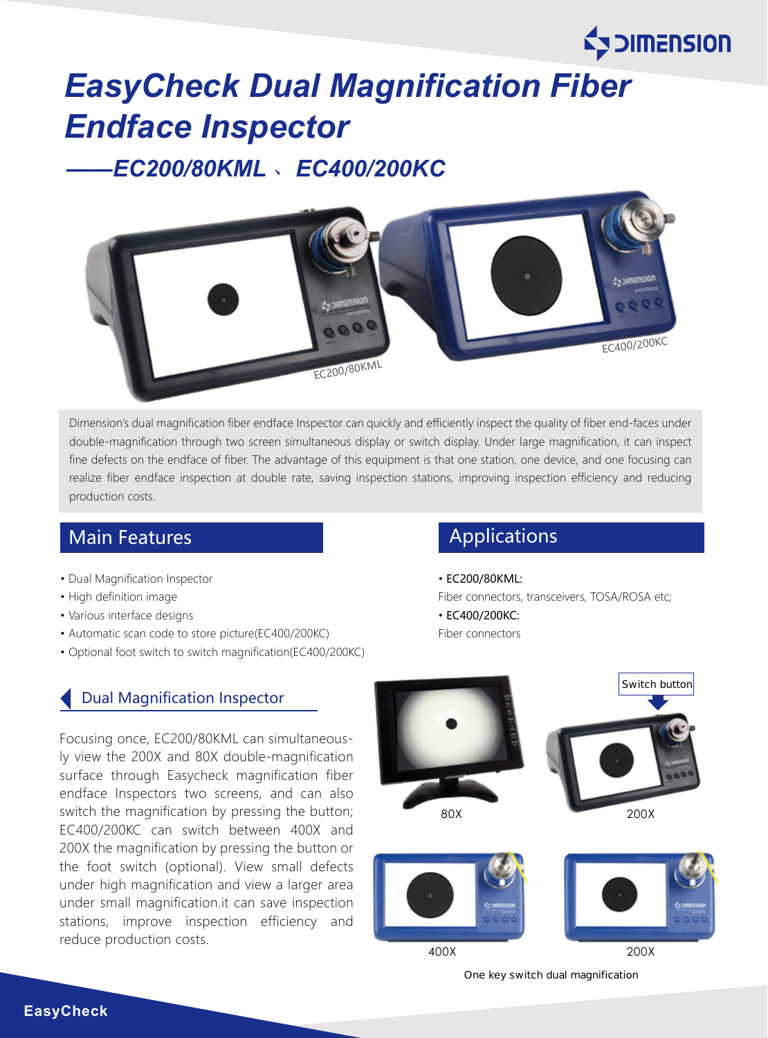# EasyCheck Dual Magnification Fiber Endface Inspector

## ——EC200/80KML、EC400/200KC

Dimension's dual magnification fiber endface Inspector can quickly and efficiently inspect the quality of fiber end-faces under double-magnification through two screen simultaneous display or switch display. Under large magnification, it can inspect fine defects on the endface of fiber. The advantage of this equipment is that one station, one device, and one focusing can realize fiber endface inspection at double rate, saving inspection stations, improving inspection efficiency and reducing production costs.

## Main Features

- Dual Magnification Inspector
- High definition image
- Various interface designs
- Automatic scan code to store picture(EC400/200KC)
- Optional foot switch to switch magnification(EC400/200KC)

## Applications

- EC200/80KML:

Fiber connectors, transceivers, TOSA/ROSA etc;

- EC400/200KC:

Fiber connectors

### Dual Magnification Inspector

Focusing once, EC200/80KML can simultaneously view the 200X and 80X double-magnification surface through Easycheck magnification fiber endface Inspectors two screens, and can also switch the magnification by pressing the button; EC400/200KC can switch between 400X and 200X the magnification by pressing the button or the foot switch (optional). View small defects under high magnification and view a larger area under small magnification.it can save inspection stations, improve inspection efficiency and reduce production costs.

Switch button

80X　200X

400X　200X

One key switch dual magnification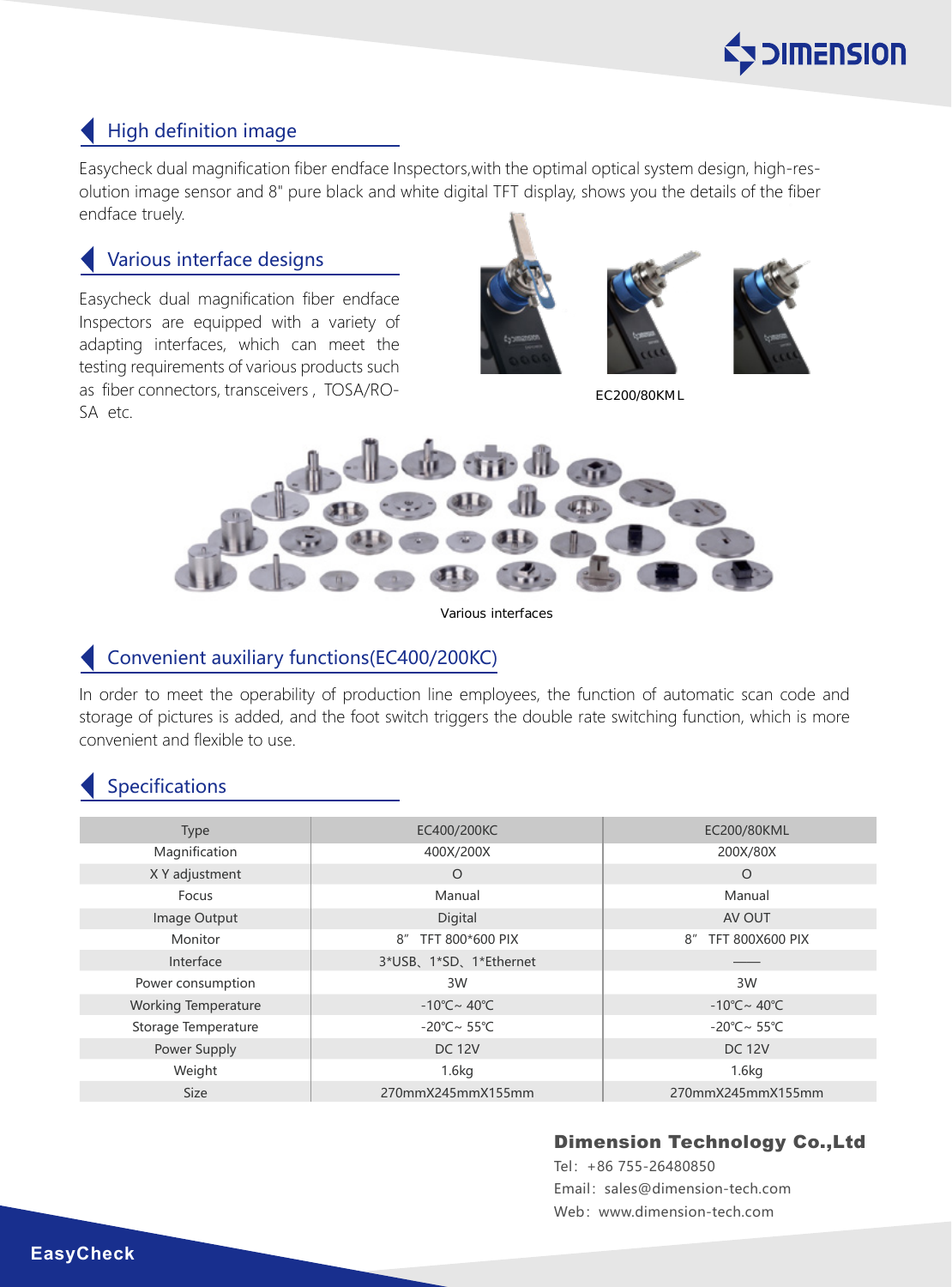## High definition image

Easycheck dual magnification fiber endface Inspectors,with the optimal optical system design, high-resolution image sensor and 8" pure black and white digital TFT display, shows you the details of the fiber endface truely.

## Various interface designs

Easycheck dual magnification fiber endface Inspectors are equipped with a variety of adapting interfaces, which can meet the testing requirements of various products such as fiber connectors, transceivers , TOSA/ROSA etc.

EC200/80KML

Various interfaces

## Convenient auxiliary functions(EC400/200KC)

In order to meet the operability of production line employees, the function of automatic scan code and storage of pictures is added, and the foot switch triggers the double rate switching function, which is more convenient and flexible to use.

## Specifications

| Type | EC400/200KC | EC200/80KML |
|---|---|---|
| Magnification | 400X/200X | 200X/80X |
| X Y adjustment | O | O |
| Focus | Manual | Manual |
| Image Output | Digital | AV OUT |
| Monitor | 8" TFT 800*600 PIX | 8" TFT 800X600 PIX |
| Interface | 3*USB、1*SD、1*Ethernet | —— |
| Power consumption | 3W | 3W |
| Working Temperature | -10℃~ 40℃ | -10℃~ 40℃ |
| Storage Temperature | -20℃~ 55℃ | -20℃~ 55℃ |
| Power Supply | DC 12V | DC 12V |
| Weight | 1.6kg | 1.6kg |
| Size | 270mmX245mmX155mm | 270mmX245mmX155mm |

**Dimension Technology Co.,Ltd**

Tel：+86 755-26480850

Email：sales@dimension-tech.com

Web：www.dimension-tech.com